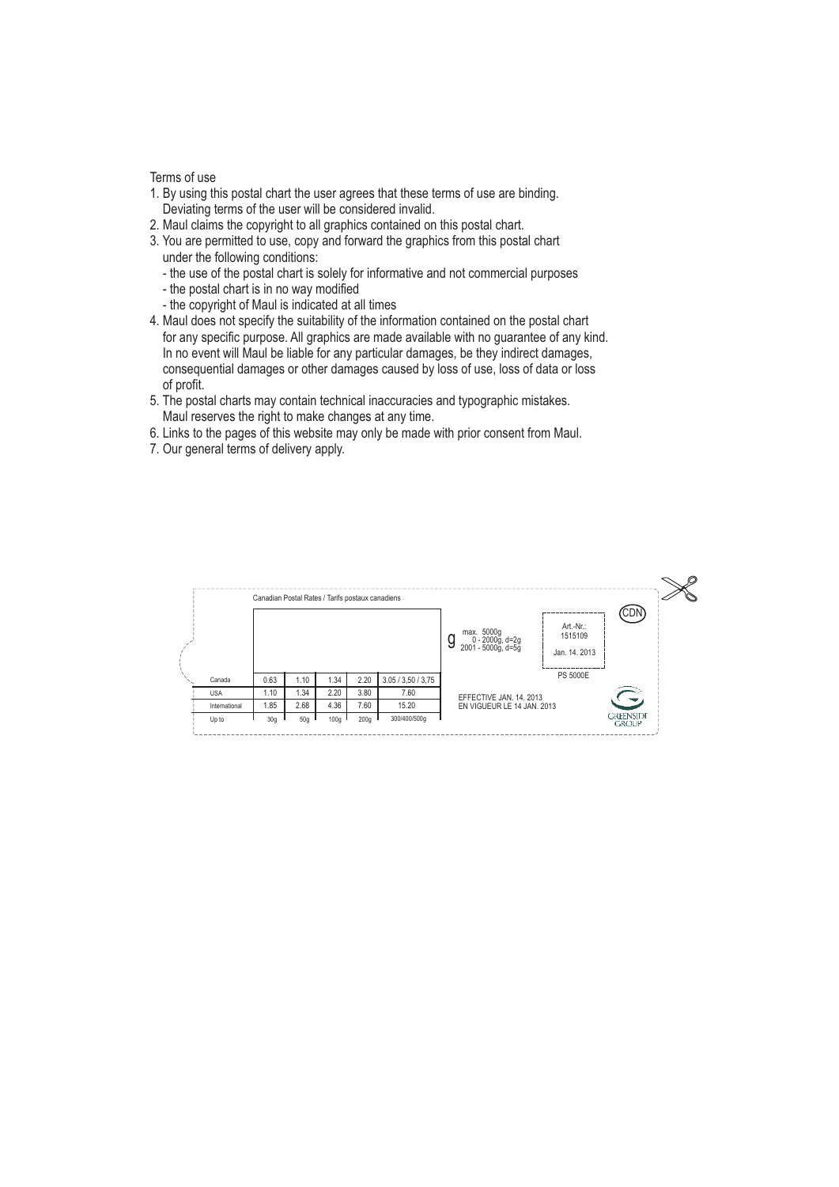Terms of use

1. By using this postal chart the user agrees that these terms of use are binding. Deviating terms of the user will be considered invalid.
2. Maul claims the copyright to all graphics contained on this postal chart.
3. You are permitted to use, copy and forward the graphics from this postal chart under the following conditions:
   - the use of the postal chart is solely for informative and not commercial purposes
   - the postal chart is in no way modified
   - the copyright of Maul is indicated at all times
4. Maul does not specify the suitability of the information contained on the postal chart for any specific purpose. All graphics are made available with no guarantee of any kind. In no event will Maul be liable for any particular damages, be they indirect damages, consequential damages or other damages caused by loss of use, loss of data or loss of profit.
5. The postal charts may contain technical inaccuracies and typographic mistakes. Maul reserves the right to make changes at any time.
6. Links to the pages of this website may only be made with prior consent from Maul.
7. Our general terms of delivery apply.

Canadian Postal Rates / Tarifs postaux canadiens

| | | | | | |
|---|---|---|---|---|---|
| Canada | 0.63 | 1.10 | 1.34 | 2.20 | 3.05 / 3,50 / 3,75 |
| USA | 1.10 | 1.34 | 2.20 | 3.80 | 7.60 |
| International | 1.85 | 2.68 | 4.36 | 7.60 | 15.20 |
| Up to | 30g | 50g | 100g | 200g | 300/400/500g |

g max. 5000g
0 - 2000g, d=2g
2001 - 5000g, d=5g

Art.-Nr.: 1515109

Jan. 14. 2013

PS 5000E

CDN

EFFECTIVE JAN. 14. 2013
EN VIGUEUR LE 14 JAN. 2013

GREENSIDE GROUP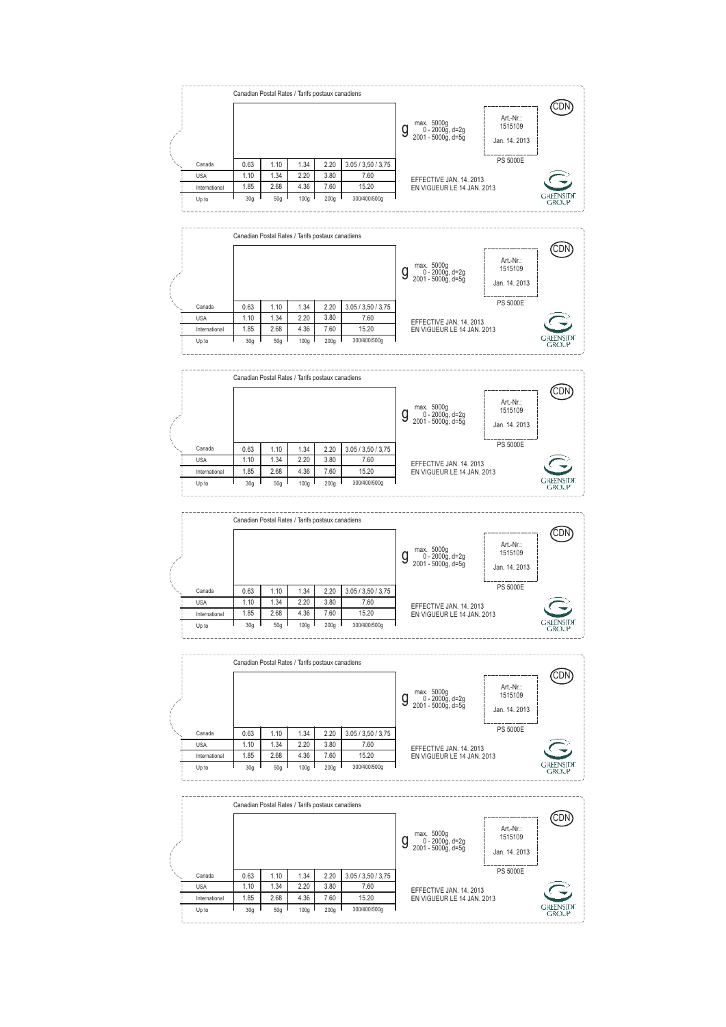Canadian Postal Rates / Tarifs postaux canadiens

| | | | | | |
|---|---|---|---|---|---|
| Canada | 0.63 | 1.10 | 1.34 | 2.20 | 3.05 / 3,50 / 3,75 |
| USA | 1.10 | 1.34 | 2.20 | 3.80 | 7.60 |
| International | 1.85 | 2.68 | 4.36 | 7.60 | 15.20 |
| Up to | 30g | 50g | 100g | 200g | 300/400/500g |

g max. 5000g
0 - 2000g, d=2g
2001 - 5000g, d=5g

Art.-Nr.:
1515109

Jan. 14. 2013

PS 5000E

EFFECTIVE JAN. 14. 2013
EN VIGUEUR LE 14 JAN. 2013

CDN

GREENSIDE GROUP

Canadian Postal Rates / Tarifs postaux canadiens

| | | | | | |
|---|---|---|---|---|---|
| Canada | 0.63 | 1.10 | 1.34 | 2.20 | 3.05 / 3,50 / 3,75 |
| USA | 1.10 | 1.34 | 2.20 | 3.80 | 7.60 |
| International | 1.85 | 2.68 | 4.36 | 7.60 | 15.20 |
| Up to | 30g | 50g | 100g | 200g | 300/400/500g |

g max. 5000g
0 - 2000g, d=2g
2001 - 5000g, d=5g

Art.-Nr.:
1515109

Jan. 14. 2013

PS 5000E

EFFECTIVE JAN. 14. 2013
EN VIGUEUR LE 14 JAN. 2013

CDN

GREENSIDE GROUP

Canadian Postal Rates / Tarifs postaux canadiens

| | | | | | |
|---|---|---|---|---|---|
| Canada | 0.63 | 1.10 | 1.34 | 2.20 | 3.05 / 3,50 / 3,75 |
| USA | 1.10 | 1.34 | 2.20 | 3.80 | 7.60 |
| International | 1.85 | 2.68 | 4.36 | 7.60 | 15.20 |
| Up to | 30g | 50g | 100g | 200g | 300/400/500g |

g max. 5000g
0 - 2000g, d=2g
2001 - 5000g, d=5g

Art.-Nr.:
1515109

Jan. 14. 2013

PS 5000E

EFFECTIVE JAN. 14. 2013
EN VIGUEUR LE 14 JAN. 2013

CDN

GREENSIDE GROUP

Canadian Postal Rates / Tarifs postaux canadiens

| | | | | | |
|---|---|---|---|---|---|
| Canada | 0.63 | 1.10 | 1.34 | 2.20 | 3.05 / 3,50 / 3,75 |
| USA | 1.10 | 1.34 | 2.20 | 3.80 | 7.60 |
| International | 1.85 | 2.68 | 4.36 | 7.60 | 15.20 |
| Up to | 30g | 50g | 100g | 200g | 300/400/500g |

g max. 5000g
0 - 2000g, d=2g
2001 - 5000g, d=5g

Art.-Nr.:
1515109

Jan. 14. 2013

PS 5000E

EFFECTIVE JAN. 14. 2013
EN VIGUEUR LE 14 JAN. 2013

CDN

GREENSIDE GROUP

Canadian Postal Rates / Tarifs postaux canadiens

| | | | | | |
|---|---|---|---|---|---|
| Canada | 0.63 | 1.10 | 1.34 | 2.20 | 3.05 / 3,50 / 3,75 |
| USA | 1.10 | 1.34 | 2.20 | 3.80 | 7.60 |
| International | 1.85 | 2.68 | 4.36 | 7.60 | 15.20 |
| Up to | 30g | 50g | 100g | 200g | 300/400/500g |

g max. 5000g
0 - 2000g, d=2g
2001 - 5000g, d=5g

Art.-Nr.:
1515109

Jan. 14. 2013

PS 5000E

EFFECTIVE JAN. 14. 2013
EN VIGUEUR LE 14 JAN. 2013

CDN

GREENSIDE GROUP

Canadian Postal Rates / Tarifs postaux canadiens

| | | | | | |
|---|---|---|---|---|---|
| Canada | 0.63 | 1.10 | 1.34 | 2.20 | 3.05 / 3,50 / 3,75 |
| USA | 1.10 | 1.34 | 2.20 | 3.80 | 7.60 |
| International | 1.85 | 2.68 | 4.36 | 7.60 | 15.20 |
| Up to | 30g | 50g | 100g | 200g | 300/400/500g |

g max. 5000g
0 - 2000g, d=2g
2001 - 5000g, d=5g

Art.-Nr.:
1515109

Jan. 14. 2013

PS 5000E

EFFECTIVE JAN. 14. 2013
EN VIGUEUR LE 14 JAN. 2013

CDN

GREENSIDE GROUP